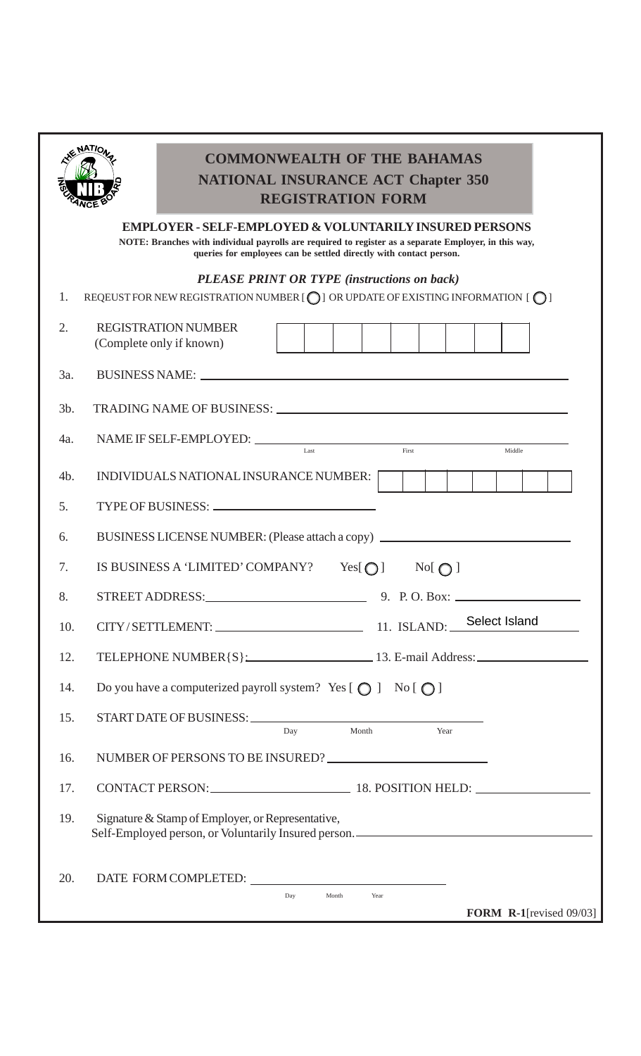# COMMONWEALTH OF THE BAHAMAS
## NATIONAL INSURANCE ACT Chapter 350
## REGISTRATION FORM

### EMPLOYER - SELF-EMPLOYED & VOLUNTARILY INSURED PERSONS

**NOTE: Branches with individual payrolls are required to register as a separate Employer, in this way, queries for employees can be settled directly with contact person.**

***PLEASE PRINT OR TYPE (instructions on back)***

1. REQEUST FOR NEW REGISTRATION NUMBER [ ◯ ] OR UPDATE OF EXISTING INFORMATION [ ◯ ]

2. REGISTRATION NUMBER (Complete only if known) [ | | | | | | | | | ]

3a. BUSINESS NAME: ______________________________

3b. TRADING NAME OF BUSINESS: ______________________________

4a. NAME IF SELF-EMPLOYED: ______________________________
Last First Middle

4b. INDIVIDUALS NATIONAL INSURANCE NUMBER: [ | | | | | | | | ]

5. TYPE OF BUSINESS: ______________________________

6. BUSINESS LICENSE NUMBER: (Please attach a copy) ______________________________

7. IS BUSINESS A 'LIMITED' COMPANY? Yes[ ◯ ] No[ ◯ ]

8. STREET ADDRESS: ______________________________ 9. P. O. Box: ______________________________

10. CITY / SETTLEMENT: ______________________________ 11. ISLAND: Select Island

12. TELEPHONE NUMBER{S}: ______________________________ 13. E-mail Address: ______________________________

14. Do you have a computerized payroll system? Yes [ ◯ ] No [ ◯ ]

15. START DATE OF BUSINESS: ______________________________
Day Month Year

16. NUMBER OF PERSONS TO BE INSURED? ______________________________

17. CONTACT PERSON: ______________________________ 18. POSITION HELD: ______________________________

19. Signature & Stamp of Employer, or Representative, Self-Employed person, or Voluntarily Insured person. ______________________________

20. DATE FORM COMPLETED: ______________________________
Day Month Year

**FORM R-1**[revised 09/03]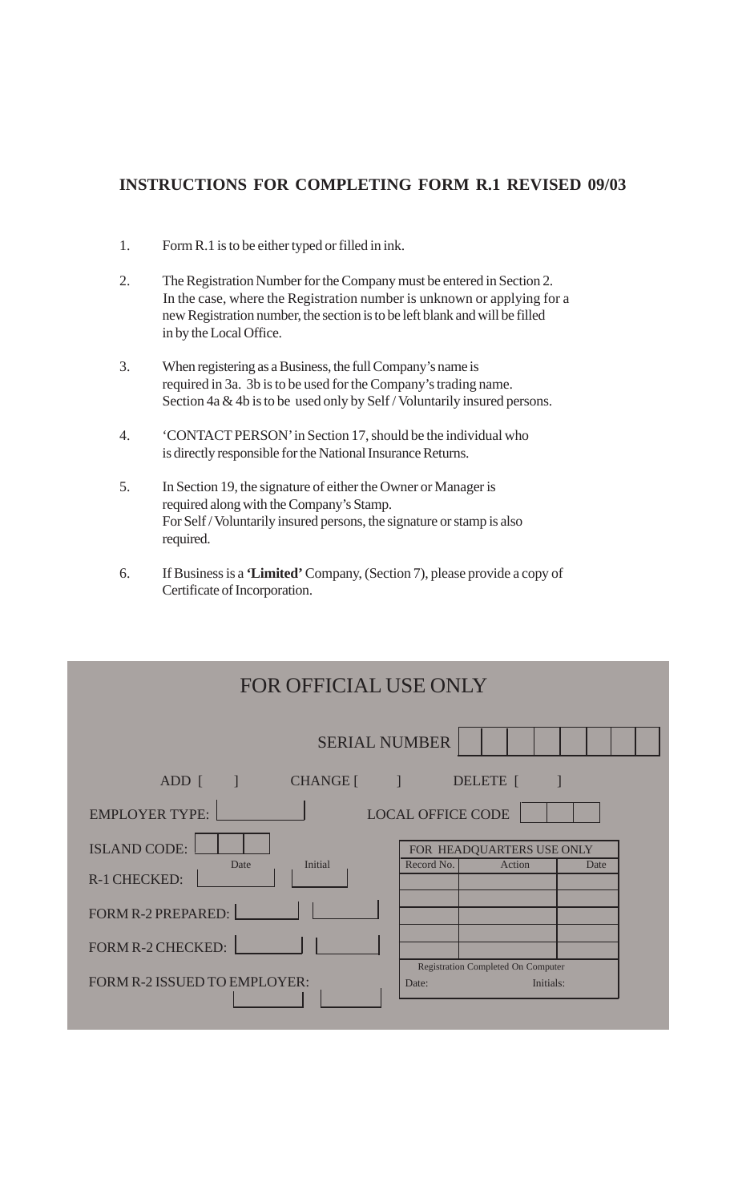## INSTRUCTIONS FOR COMPLETING FORM R.1 REVISED 09/03

1. Form R.1 is to be either typed or filled in ink.

2. The Registration Number for the Company must be entered in Section 2. In the case, where the Registration number is unknown or applying for a new Registration number, the section is to be left blank and will be filled in by the Local Office.

3. When registering as a Business, the full Company's name is required in 3a. 3b is to be used for the Company's trading name. Section 4a & 4b is to be used only by Self / Voluntarily insured persons.

4. 'CONTACT PERSON' in Section 17, should be the individual who is directly responsible for the National Insurance Returns.

5. In Section 19, the signature of either the Owner or Manager is required along with the Company's Stamp. For Self / Voluntarily insured persons, the signature or stamp is also required.

6. If Business is a **'Limited'** Company, (Section 7), please provide a copy of Certificate of Incorporation.

## FOR OFFICIAL USE ONLY

SERIAL NUMBER

ADD [ ] CHANGE [ ] DELETE [ ]

EMPLOYER TYPE: LOCAL OFFICE CODE

ISLAND CODE:

| | Date | Initial |
|---|---|---|
| R-1 CHECKED: | | |
| FORM R-2 PREPARED: | | |
| FORM R-2 CHECKED: | | |
| FORM R-2 ISSUED TO EMPLOYER: | | |

FOR HEADQUARTERS USE ONLY

| Record No. | Action | Date |
|---|---|---|
| | | |
| | | |
| | | |
| | | |
| | | |

Registration Completed On Computer

Date: Initials: